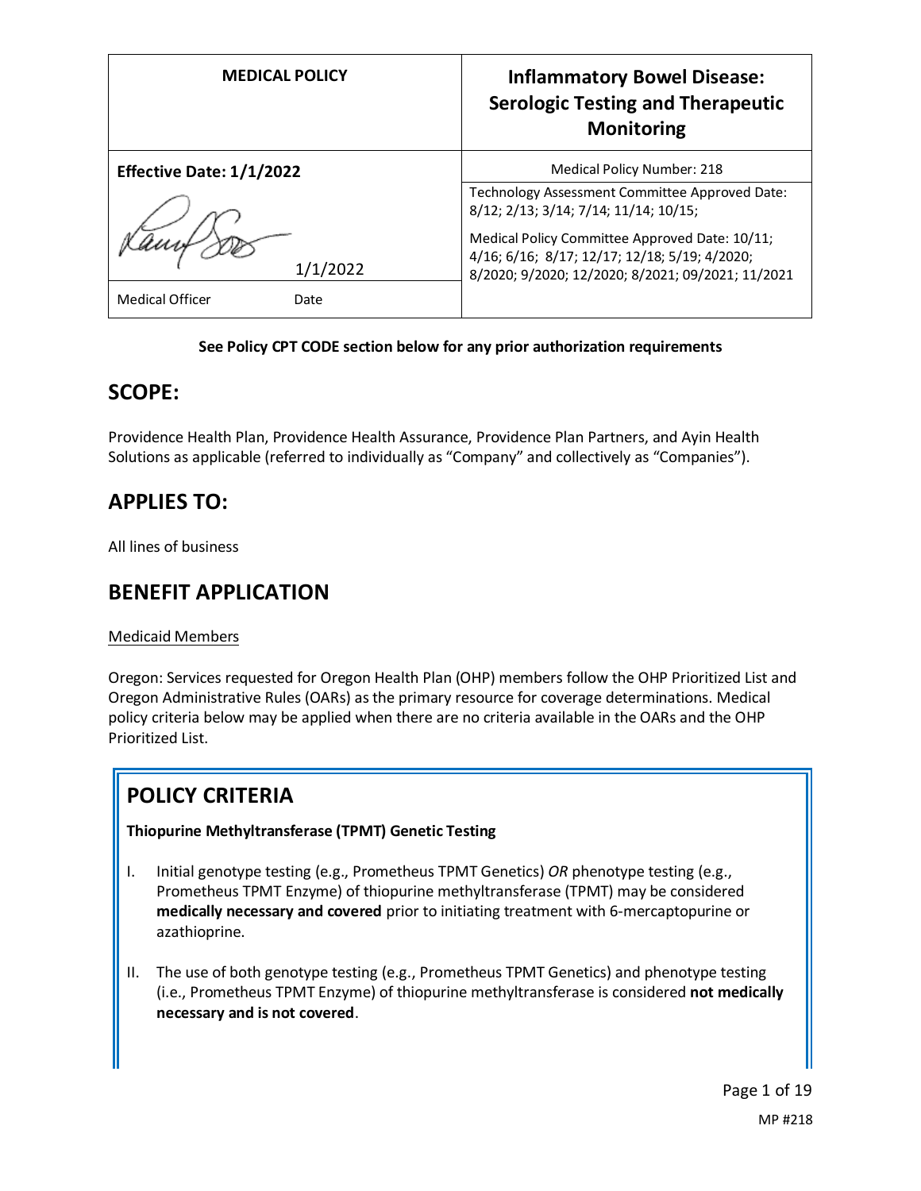| MEDICAL POLICY | Inflammatory Bowel Disease: Serologic Testing and Therapeutic Monitoring |
|---|---|
| **Effective Date: 1/1/2022** | Medical Policy Number: 218 |
| 1/1/2022 | Technology Assessment Committee Approved Date: 8/12; 2/13; 3/14; 7/14; 11/14; 10/15; Medical Policy Committee Approved Date: 10/11; 4/16; 6/16; 8/17; 12/17; 12/18; 5/19; 4/2020; 8/2020; 9/2020; 12/2020; 8/2021; 09/2021; 11/2021 |
| Medical Officer Date | |

**See Policy CPT CODE section below for any prior authorization requirements**

## SCOPE:

Providence Health Plan, Providence Health Assurance, Providence Plan Partners, and Ayin Health Solutions as applicable (referred to individually as "Company" and collectively as "Companies").

## APPLIES TO:

All lines of business

## BENEFIT APPLICATION

Medicaid Members

Oregon: Services requested for Oregon Health Plan (OHP) members follow the OHP Prioritized List and Oregon Administrative Rules (OARs) as the primary resource for coverage determinations. Medical policy criteria below may be applied when there are no criteria available in the OARs and the OHP Prioritized List.

## POLICY CRITERIA

**Thiopurine Methyltransferase (TPMT) Genetic Testing**

I. Initial genotype testing (e.g., Prometheus TPMT Genetics) *OR* phenotype testing (e.g., Prometheus TPMT Enzyme) of thiopurine methyltransferase (TPMT) may be considered **medically necessary and covered** prior to initiating treatment with 6-mercaptopurine or azathioprine.

II. The use of both genotype testing (e.g., Prometheus TPMT Genetics) and phenotype testing (i.e., Prometheus TPMT Enzyme) of thiopurine methyltransferase is considered **not medically necessary and is not covered**.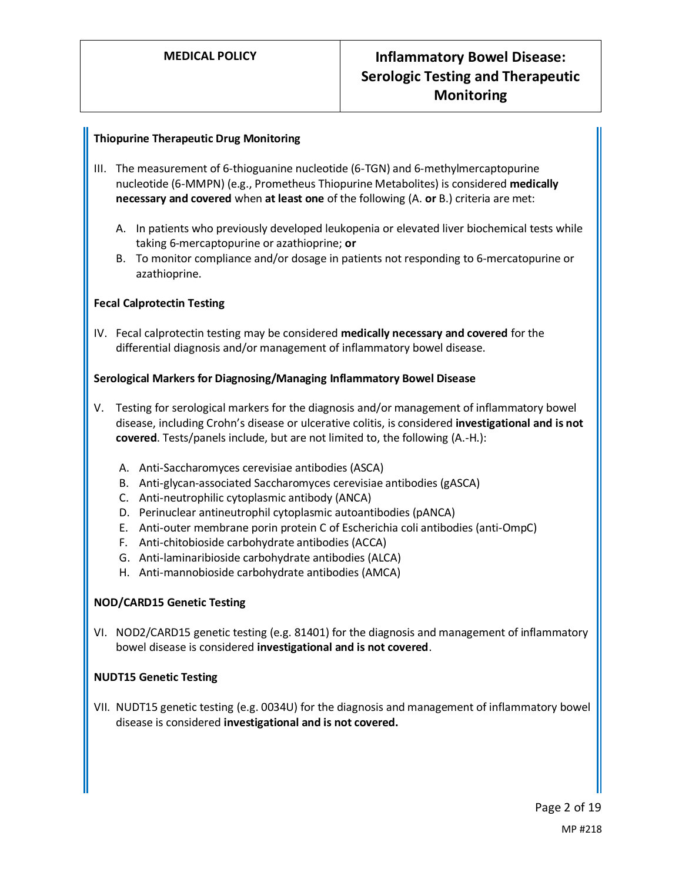### Thiopurine Therapeutic Drug Monitoring

III. The measurement of 6-thioguanine nucleotide (6-TGN) and 6-methylmercaptopurine nucleotide (6-MMPN) (e.g., Prometheus Thiopurine Metabolites) is considered **medically necessary and covered** when **at least one** of the following (A. **or** B.) criteria are met:

   A. In patients who previously developed leukopenia or elevated liver biochemical tests while taking 6-mercaptopurine or azathioprine; **or**
   B. To monitor compliance and/or dosage in patients not responding to 6-mercatopurine or azathioprine.

### Fecal Calprotectin Testing

IV. Fecal calprotectin testing may be considered **medically necessary and covered** for the differential diagnosis and/or management of inflammatory bowel disease.

### Serological Markers for Diagnosing/Managing Inflammatory Bowel Disease

V. Testing for serological markers for the diagnosis and/or management of inflammatory bowel disease, including Crohn's disease or ulcerative colitis, is considered **investigational and is not covered**. Tests/panels include, but are not limited to, the following (A.-H.):

   A. Anti-Saccharomyces cerevisiae antibodies (ASCA)
   B. Anti-glycan-associated Saccharomyces cerevisiae antibodies (gASCA)
   C. Anti-neutrophilic cytoplasmic antibody (ANCA)
   D. Perinuclear antineutrophil cytoplasmic autoantibodies (pANCA)
   E. Anti-outer membrane porin protein C of Escherichia coli antibodies (anti-OmpC)
   F. Anti-chitobioside carbohydrate antibodies (ACCA)
   G. Anti-laminaribioside carbohydrate antibodies (ALCA)
   H. Anti-mannobioside carbohydrate antibodies (AMCA)

### NOD/CARD15 Genetic Testing

VI. NOD2/CARD15 genetic testing (e.g. 81401) for the diagnosis and management of inflammatory bowel disease is considered **investigational and is not covered**.

### NUDT15 Genetic Testing

VII. NUDT15 genetic testing (e.g. 0034U) for the diagnosis and management of inflammatory bowel disease is considered **investigational and is not covered.**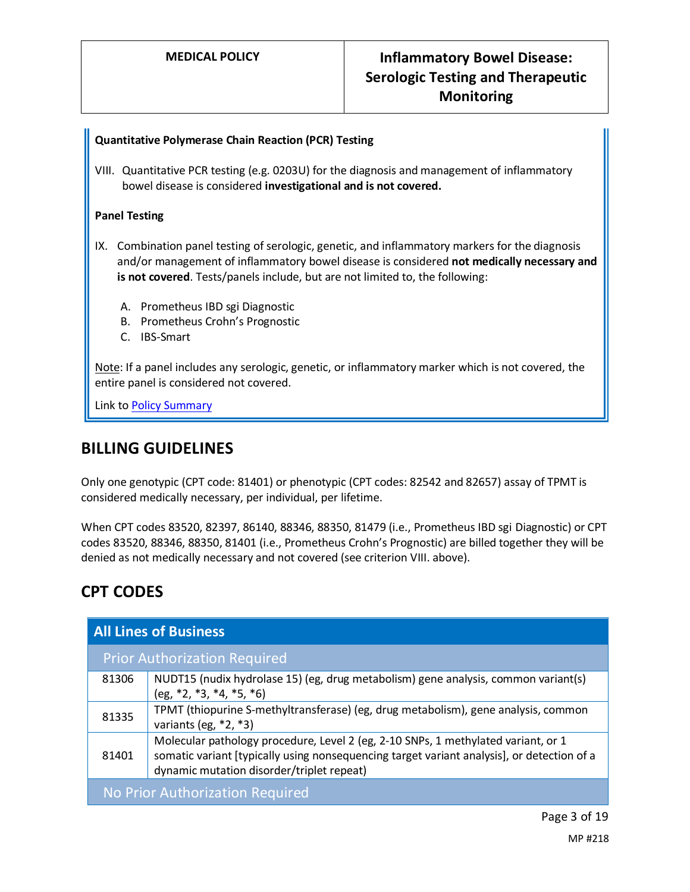**Quantitative Polymerase Chain Reaction (PCR) Testing**

VIII. Quantitative PCR testing (e.g. 0203U) for the diagnosis and management of inflammatory bowel disease is considered **investigational and is not covered.**

**Panel Testing**

IX. Combination panel testing of serologic, genetic, and inflammatory markers for the diagnosis and/or management of inflammatory bowel disease is considered **not medically necessary and is not covered**. Tests/panels include, but are not limited to, the following:

A. Prometheus IBD sgi Diagnostic
B. Prometheus Crohn's Prognostic
C. IBS-Smart

Note: If a panel includes any serologic, genetic, or inflammatory marker which is not covered, the entire panel is considered not covered.

Link to Policy Summary

## BILLING GUIDELINES

Only one genotypic (CPT code: 81401) or phenotypic (CPT codes: 82542 and 82657) assay of TPMT is considered medically necessary, per individual, per lifetime.

When CPT codes 83520, 82397, 86140, 88346, 88350, 81479 (i.e., Prometheus IBD sgi Diagnostic) or CPT codes 83520, 88346, 88350, 81401 (i.e., Prometheus Crohn's Prognostic) are billed together they will be denied as not medically necessary and not covered (see criterion VIII. above).

## CPT CODES

| All Lines of Business | |
|---|---|
| **Prior Authorization Required** | |
| 81306 | NUDT15 (nudix hydrolase 15) (eg, drug metabolism) gene analysis, common variant(s) (eg, *2, *3, *4, *5, *6) |
| 81335 | TPMT (thiopurine S-methyltransferase) (eg, drug metabolism), gene analysis, common variants (eg, *2, *3) |
| 81401 | Molecular pathology procedure, Level 2 (eg, 2-10 SNPs, 1 methylated variant, or 1 somatic variant [typically using nonsequencing target variant analysis], or detection of a dynamic mutation disorder/triplet repeat) |
| **No Prior Authorization Required** | |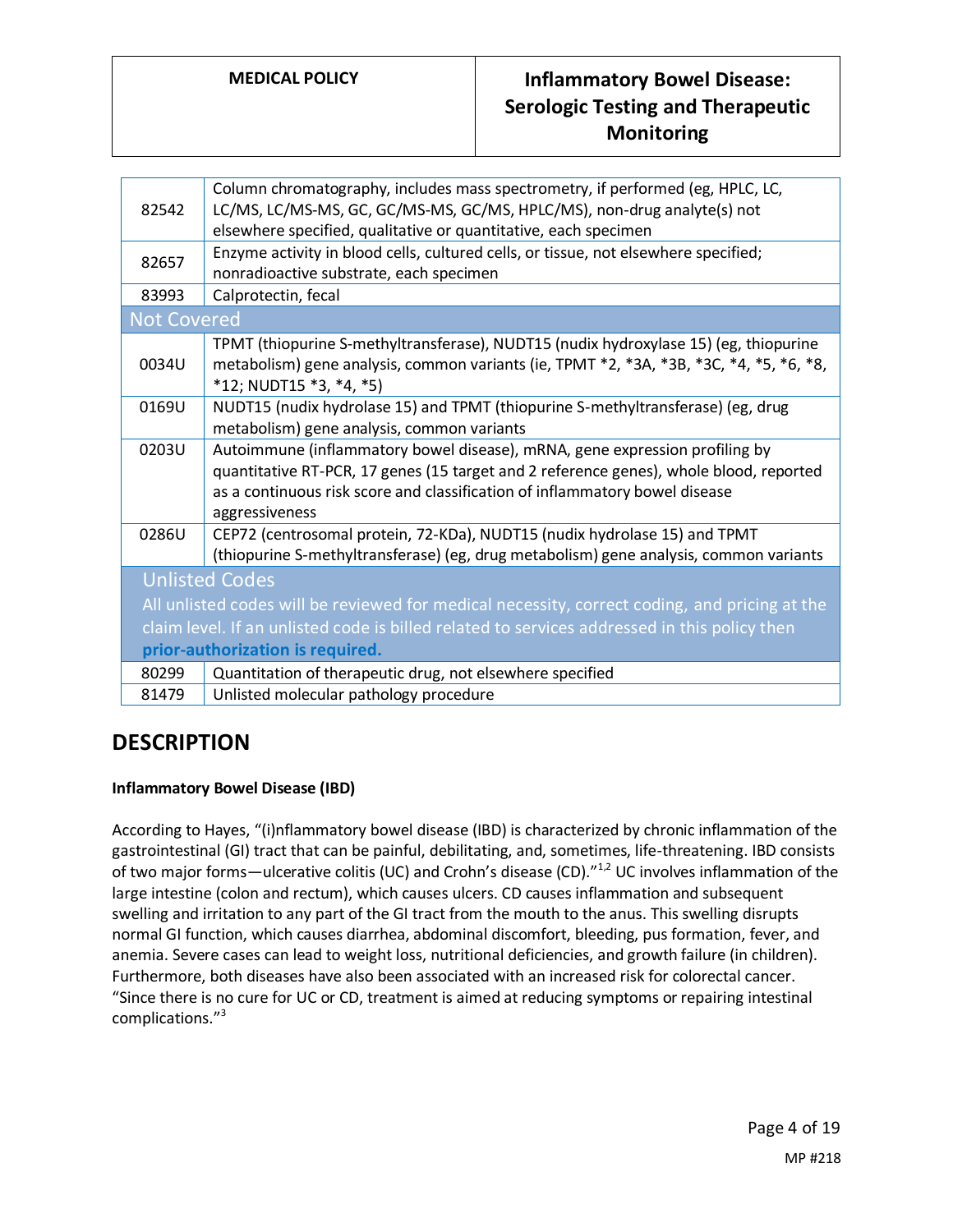| Code | Description |
|---|---|
| 82542 | Column chromatography, includes mass spectrometry, if performed (eg, HPLC, LC, LC/MS, LC/MS-MS, GC, GC/MS-MS, GC/MS, HPLC/MS), non-drug analyte(s) not elsewhere specified, qualitative or quantitative, each specimen |
| 82657 | Enzyme activity in blood cells, cultured cells, or tissue, not elsewhere specified; nonradioactive substrate, each specimen |
| 83993 | Calprotectin, fecal |
| **Not Covered** | |
| 0034U | TPMT (thiopurine S-methyltransferase), NUDT15 (nudix hydroxylase 15) (eg, thiopurine metabolism) gene analysis, common variants (ie, TPMT *2, *3A, *3B, *3C, *4, *5, *6, *8, *12; NUDT15 *3, *4, *5) |
| 0169U | NUDT15 (nudix hydrolase 15) and TPMT (thiopurine S-methyltransferase) (eg, drug metabolism) gene analysis, common variants |
| 0203U | Autoimmune (inflammatory bowel disease), mRNA, gene expression profiling by quantitative RT-PCR, 17 genes (15 target and 2 reference genes), whole blood, reported as a continuous risk score and classification of inflammatory bowel disease aggressiveness |
| 0286U | CEP72 (centrosomal protein, 72-KDa), NUDT15 (nudix hydrolase 15) and TPMT (thiopurine S-methyltransferase) (eg, drug metabolism) gene analysis, common variants |
| **Unlisted Codes**<br>All unlisted codes will be reviewed for medical necessity, correct coding, and pricing at the claim level. If an unlisted code is billed related to services addressed in this policy then **prior-authorization is required.** | |
| 80299 | Quantitation of therapeutic drug, not elsewhere specified |
| 81479 | Unlisted molecular pathology procedure |

## DESCRIPTION

**Inflammatory Bowel Disease (IBD)**

According to Hayes, "(i)nflammatory bowel disease (IBD) is characterized by chronic inflammation of the gastrointestinal (GI) tract that can be painful, debilitating, and, sometimes, life-threatening. IBD consists of two major forms—ulcerative colitis (UC) and Crohn's disease (CD)."[1,2] UC involves inflammation of the large intestine (colon and rectum), which causes ulcers. CD causes inflammation and subsequent swelling and irritation to any part of the GI tract from the mouth to the anus. This swelling disrupts normal GI function, which causes diarrhea, abdominal discomfort, bleeding, pus formation, fever, and anemia. Severe cases can lead to weight loss, nutritional deficiencies, and growth failure (in children). Furthermore, both diseases have also been associated with an increased risk for colorectal cancer. "Since there is no cure for UC or CD, treatment is aimed at reducing symptoms or repairing intestinal complications."[3]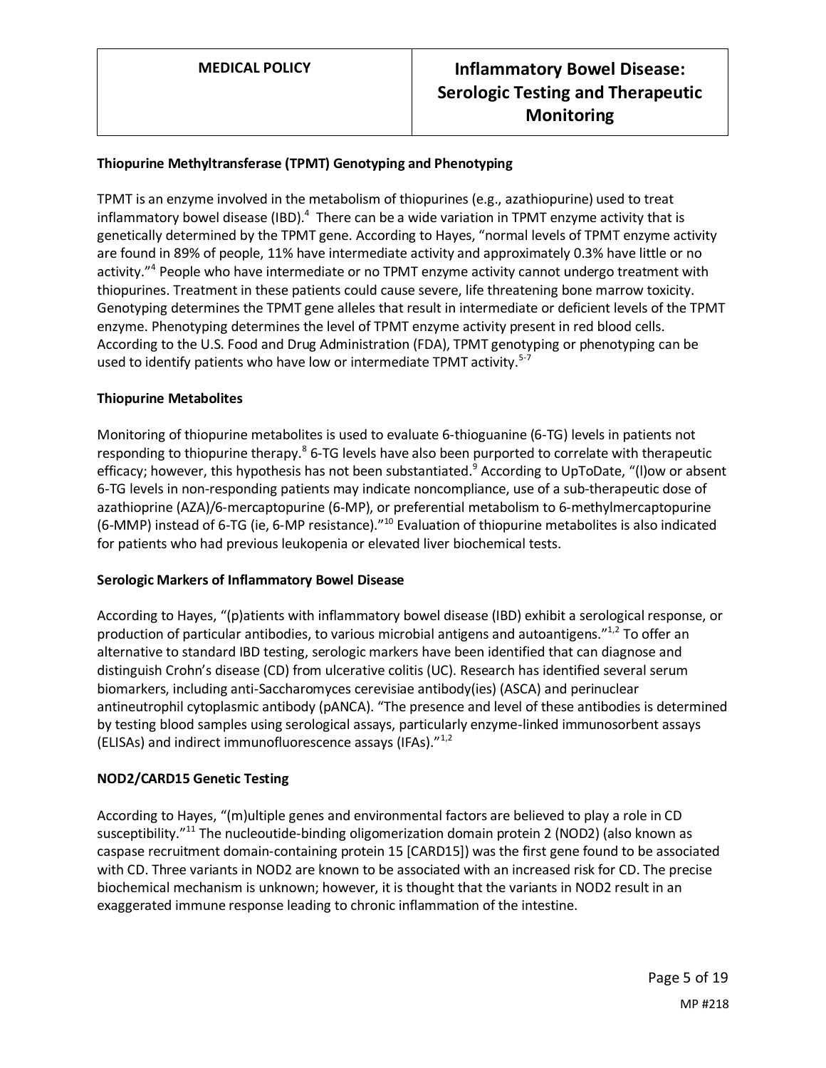### Thiopurine Methyltransferase (TPMT) Genotyping and Phenotyping

TPMT is an enzyme involved in the metabolism of thiopurines (e.g., azathiopurine) used to treat inflammatory bowel disease (IBD).[4] There can be a wide variation in TPMT enzyme activity that is genetically determined by the TPMT gene. According to Hayes, "normal levels of TPMT enzyme activity are found in 89% of people, 11% have intermediate activity and approximately 0.3% have little or no activity."[4] People who have intermediate or no TPMT enzyme activity cannot undergo treatment with thiopurines. Treatment in these patients could cause severe, life threatening bone marrow toxicity. Genotyping determines the TPMT gene alleles that result in intermediate or deficient levels of the TPMT enzyme. Phenotyping determines the level of TPMT enzyme activity present in red blood cells. According to the U.S. Food and Drug Administration (FDA), TPMT genotyping or phenotyping can be used to identify patients who have low or intermediate TPMT activity.[5-7]

### Thiopurine Metabolites

Monitoring of thiopurine metabolites is used to evaluate 6-thioguanine (6-TG) levels in patients not responding to thiopurine therapy.[8] 6-TG levels have also been purported to correlate with therapeutic efficacy; however, this hypothesis has not been substantiated.[9] According to UpToDate, "(l)ow or absent 6-TG levels in non-responding patients may indicate noncompliance, use of a sub-therapeutic dose of azathioprine (AZA)/6-mercaptopurine (6-MP), or preferential metabolism to 6-methylmercaptopurine (6-MMP) instead of 6-TG (ie, 6-MP resistance)."[10] Evaluation of thiopurine metabolites is also indicated for patients who had previous leukopenia or elevated liver biochemical tests.

### Serologic Markers of Inflammatory Bowel Disease

According to Hayes, "(p)atients with inflammatory bowel disease (IBD) exhibit a serological response, or production of particular antibodies, to various microbial antigens and autoantigens."[1,2] To offer an alternative to standard IBD testing, serologic markers have been identified that can diagnose and distinguish Crohn's disease (CD) from ulcerative colitis (UC). Research has identified several serum biomarkers, including anti-Saccharomyces cerevisiae antibody(ies) (ASCA) and perinuclear antineutrophil cytoplasmic antibody (pANCA). "The presence and level of these antibodies is determined by testing blood samples using serological assays, particularly enzyme-linked immunosorbent assays (ELISAs) and indirect immunofluorescence assays (IFAs)."[1,2]

### NOD2/CARD15 Genetic Testing

According to Hayes, "(m)ultiple genes and environmental factors are believed to play a role in CD susceptibility."[11] The nucleoutide-binding oligomerization domain protein 2 (NOD2) (also known as caspase recruitment domain-containing protein 15 [CARD15]) was the first gene found to be associated with CD. Three variants in NOD2 are known to be associated with an increased risk for CD. The precise biochemical mechanism is unknown; however, it is thought that the variants in NOD2 result in an exaggerated immune response leading to chronic inflammation of the intestine.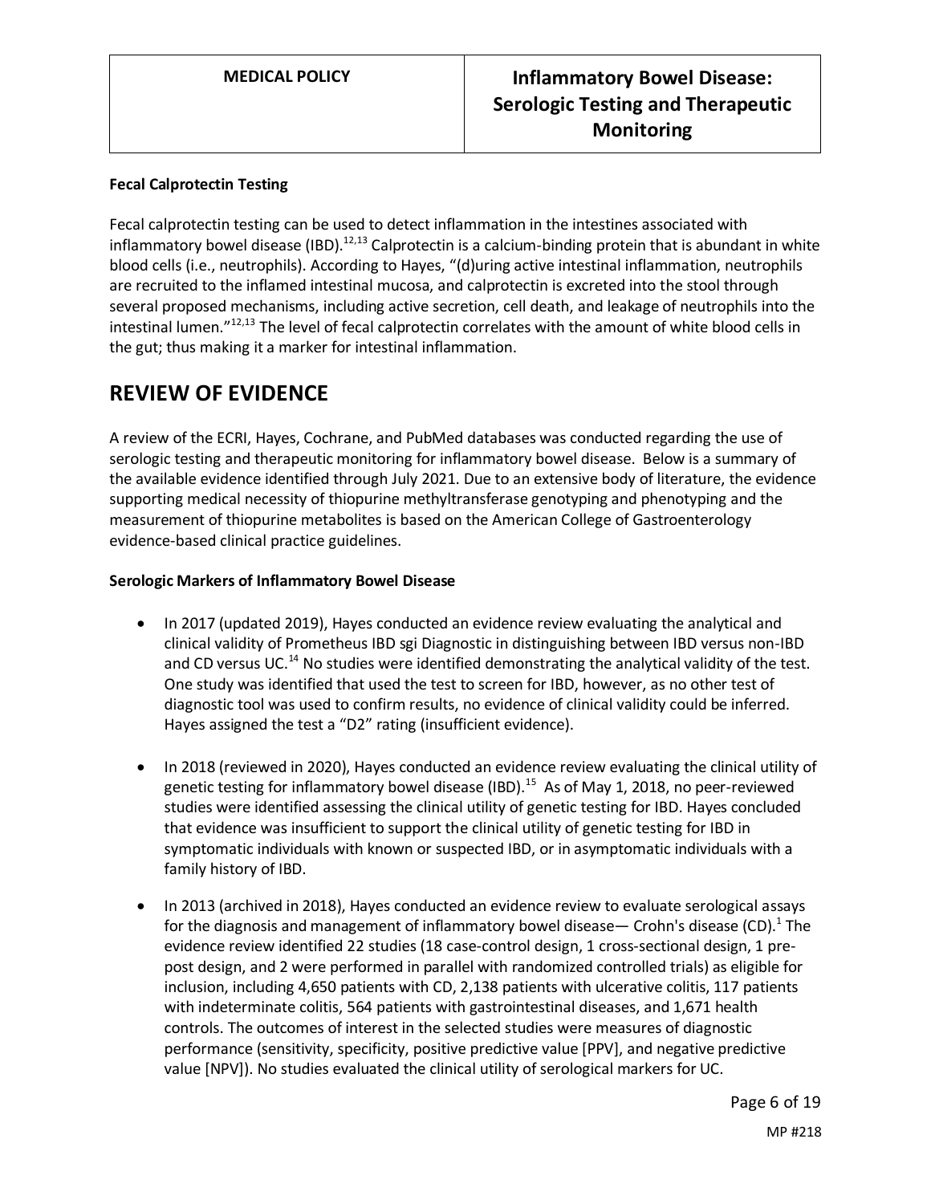**Fecal Calprotectin Testing**

Fecal calprotectin testing can be used to detect inflammation in the intestines associated with inflammatory bowel disease (IBD).[12,13] Calprotectin is a calcium-binding protein that is abundant in white blood cells (i.e., neutrophils). According to Hayes, "(d)uring active intestinal inflammation, neutrophils are recruited to the inflamed intestinal mucosa, and calprotectin is excreted into the stool through several proposed mechanisms, including active secretion, cell death, and leakage of neutrophils into the intestinal lumen."[12,13] The level of fecal calprotectin correlates with the amount of white blood cells in the gut; thus making it a marker for intestinal inflammation.

# REVIEW OF EVIDENCE

A review of the ECRI, Hayes, Cochrane, and PubMed databases was conducted regarding the use of serologic testing and therapeutic monitoring for inflammatory bowel disease. Below is a summary of the available evidence identified through July 2021. Due to an extensive body of literature, the evidence supporting medical necessity of thiopurine methyltransferase genotyping and phenotyping and the measurement of thiopurine metabolites is based on the American College of Gastroenterology evidence-based clinical practice guidelines.

**Serologic Markers of Inflammatory Bowel Disease**

- In 2017 (updated 2019), Hayes conducted an evidence review evaluating the analytical and clinical validity of Prometheus IBD sgi Diagnostic in distinguishing between IBD versus non-IBD and CD versus UC.[14] No studies were identified demonstrating the analytical validity of the test. One study was identified that used the test to screen for IBD, however, as no other test of diagnostic tool was used to confirm results, no evidence of clinical validity could be inferred. Hayes assigned the test a "D2" rating (insufficient evidence).

- In 2018 (reviewed in 2020), Hayes conducted an evidence review evaluating the clinical utility of genetic testing for inflammatory bowel disease (IBD).[15] As of May 1, 2018, no peer-reviewed studies were identified assessing the clinical utility of genetic testing for IBD. Hayes concluded that evidence was insufficient to support the clinical utility of genetic testing for IBD in symptomatic individuals with known or suspected IBD, or in asymptomatic individuals with a family history of IBD.

- In 2013 (archived in 2018), Hayes conducted an evidence review to evaluate serological assays for the diagnosis and management of inflammatory bowel disease— Crohn's disease (CD).[1] The evidence review identified 22 studies (18 case-control design, 1 cross-sectional design, 1 pre-post design, and 2 were performed in parallel with randomized controlled trials) as eligible for inclusion, including 4,650 patients with CD, 2,138 patients with ulcerative colitis, 117 patients with indeterminate colitis, 564 patients with gastrointestinal diseases, and 1,671 health controls. The outcomes of interest in the selected studies were measures of diagnostic performance (sensitivity, specificity, positive predictive value [PPV], and negative predictive value [NPV]). No studies evaluated the clinical utility of serological markers for UC.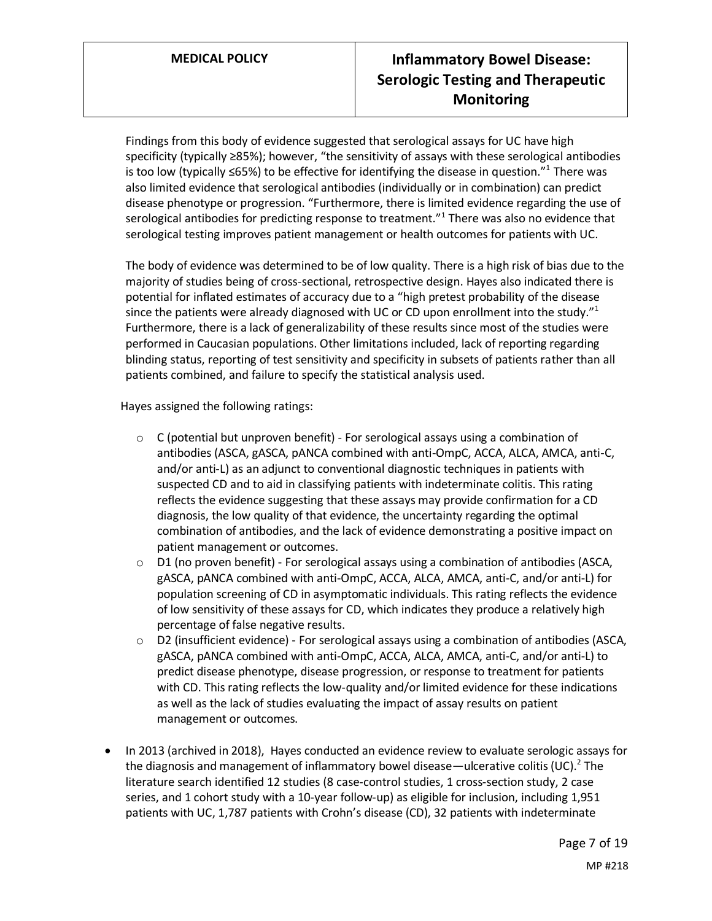Findings from this body of evidence suggested that serological assays for UC have high specificity (typically ≥85%); however, "the sensitivity of assays with these serological antibodies is too low (typically ≤65%) to be effective for identifying the disease in question."[1] There was also limited evidence that serological antibodies (individually or in combination) can predict disease phenotype or progression. "Furthermore, there is limited evidence regarding the use of serological antibodies for predicting response to treatment."[1] There was also no evidence that serological testing improves patient management or health outcomes for patients with UC.

The body of evidence was determined to be of low quality. There is a high risk of bias due to the majority of studies being of cross-sectional, retrospective design. Hayes also indicated there is potential for inflated estimates of accuracy due to a "high pretest probability of the disease since the patients were already diagnosed with UC or CD upon enrollment into the study."[1] Furthermore, there is a lack of generalizability of these results since most of the studies were performed in Caucasian populations. Other limitations included, lack of reporting regarding blinding status, reporting of test sensitivity and specificity in subsets of patients rather than all patients combined, and failure to specify the statistical analysis used.

Hayes assigned the following ratings:

- C (potential but unproven benefit) - For serological assays using a combination of antibodies (ASCA, gASCA, pANCA combined with anti-OmpC, ACCA, ALCA, AMCA, anti-C, and/or anti-L) as an adjunct to conventional diagnostic techniques in patients with suspected CD and to aid in classifying patients with indeterminate colitis. This rating reflects the evidence suggesting that these assays may provide confirmation for a CD diagnosis, the low quality of that evidence, the uncertainty regarding the optimal combination of antibodies, and the lack of evidence demonstrating a positive impact on patient management or outcomes.
- D1 (no proven benefit) - For serological assays using a combination of antibodies (ASCA, gASCA, pANCA combined with anti-OmpC, ACCA, ALCA, AMCA, anti-C, and/or anti-L) for population screening of CD in asymptomatic individuals. This rating reflects the evidence of low sensitivity of these assays for CD, which indicates they produce a relatively high percentage of false negative results.
- D2 (insufficient evidence) - For serological assays using a combination of antibodies (ASCA, gASCA, pANCA combined with anti-OmpC, ACCA, ALCA, AMCA, anti-C, and/or anti-L) to predict disease phenotype, disease progression, or response to treatment for patients with CD. This rating reflects the low-quality and/or limited evidence for these indications as well as the lack of studies evaluating the impact of assay results on patient management or outcomes.

- In 2013 (archived in 2018), Hayes conducted an evidence review to evaluate serologic assays for the diagnosis and management of inflammatory bowel disease—ulcerative colitis (UC).[2] The literature search identified 12 studies (8 case-control studies, 1 cross-section study, 2 case series, and 1 cohort study with a 10-year follow-up) as eligible for inclusion, including 1,951 patients with UC, 1,787 patients with Crohn's disease (CD), 32 patients with indeterminate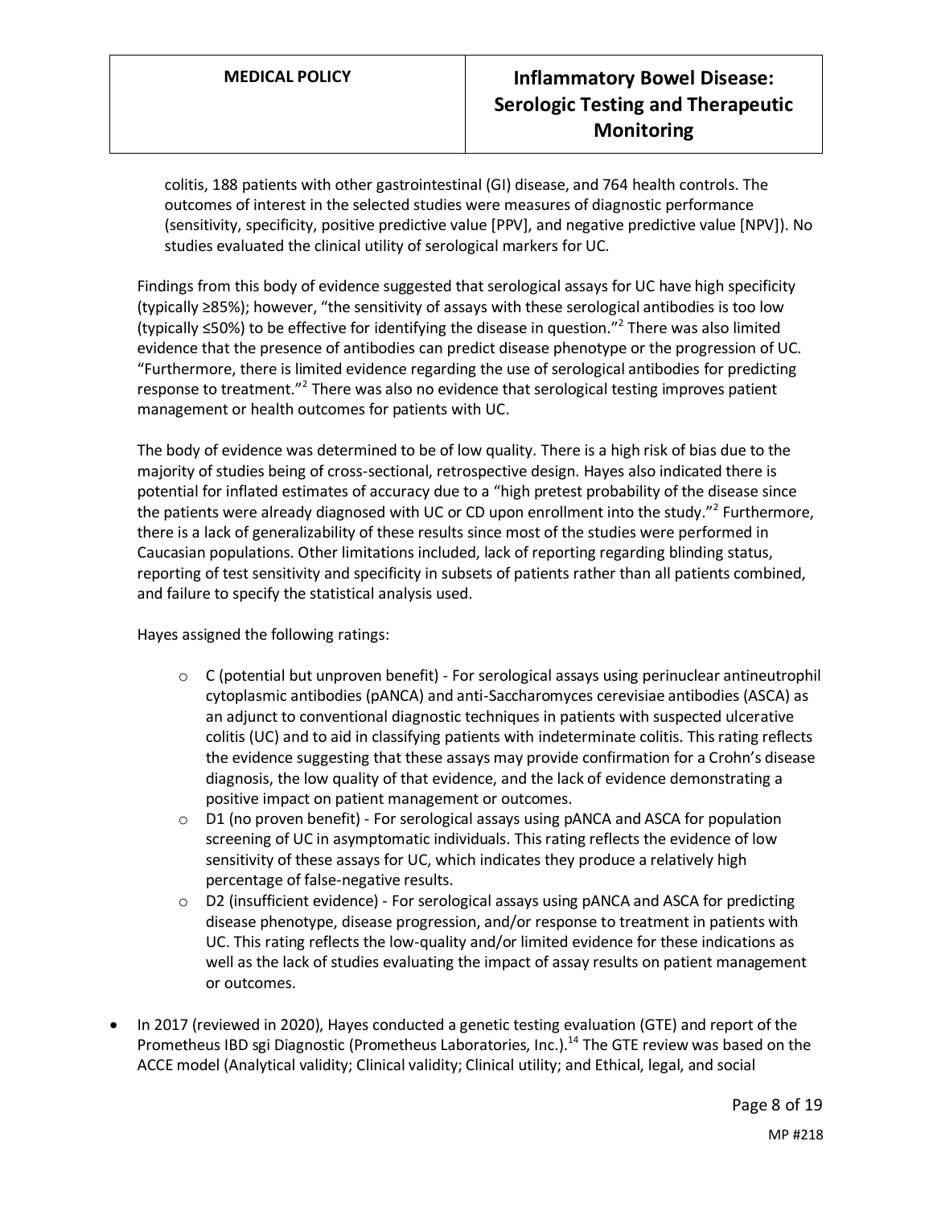colitis, 188 patients with other gastrointestinal (GI) disease, and 764 health controls. The outcomes of interest in the selected studies were measures of diagnostic performance (sensitivity, specificity, positive predictive value [PPV], and negative predictive value [NPV]). No studies evaluated the clinical utility of serological markers for UC.

Findings from this body of evidence suggested that serological assays for UC have high specificity (typically ≥85%); however, "the sensitivity of assays with these serological antibodies is too low (typically ≤50%) to be effective for identifying the disease in question."[2] There was also limited evidence that the presence of antibodies can predict disease phenotype or the progression of UC. "Furthermore, there is limited evidence regarding the use of serological antibodies for predicting response to treatment."[2] There was also no evidence that serological testing improves patient management or health outcomes for patients with UC.

The body of evidence was determined to be of low quality. There is a high risk of bias due to the majority of studies being of cross-sectional, retrospective design. Hayes also indicated there is potential for inflated estimates of accuracy due to a "high pretest probability of the disease since the patients were already diagnosed with UC or CD upon enrollment into the study."[2] Furthermore, there is a lack of generalizability of these results since most of the studies were performed in Caucasian populations. Other limitations included, lack of reporting regarding blinding status, reporting of test sensitivity and specificity in subsets of patients rather than all patients combined, and failure to specify the statistical analysis used.

Hayes assigned the following ratings:

- C (potential but unproven benefit) - For serological assays using perinuclear antineutrophil cytoplasmic antibodies (pANCA) and anti-Saccharomyces cerevisiae antibodies (ASCA) as an adjunct to conventional diagnostic techniques in patients with suspected ulcerative colitis (UC) and to aid in classifying patients with indeterminate colitis. This rating reflects the evidence suggesting that these assays may provide confirmation for a Crohn's disease diagnosis, the low quality of that evidence, and the lack of evidence demonstrating a positive impact on patient management or outcomes.
- D1 (no proven benefit) - For serological assays using pANCA and ASCA for population screening of UC in asymptomatic individuals. This rating reflects the evidence of low sensitivity of these assays for UC, which indicates they produce a relatively high percentage of false-negative results.
- D2 (insufficient evidence) - For serological assays using pANCA and ASCA for predicting disease phenotype, disease progression, and/or response to treatment in patients with UC. This rating reflects the low-quality and/or limited evidence for these indications as well as the lack of studies evaluating the impact of assay results on patient management or outcomes.

- In 2017 (reviewed in 2020), Hayes conducted a genetic testing evaluation (GTE) and report of the Prometheus IBD sgi Diagnostic (Prometheus Laboratories, Inc.).[14] The GTE review was based on the ACCE model (Analytical validity; Clinical validity; Clinical utility; and Ethical, legal, and social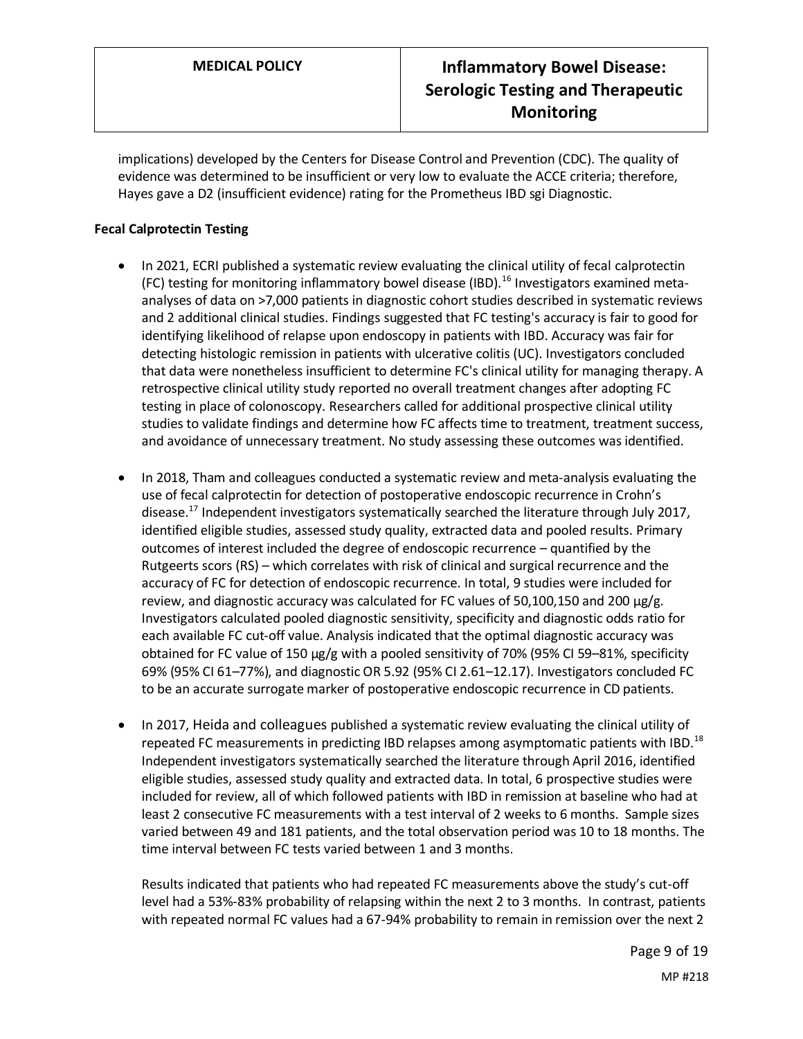implications) developed by the Centers for Disease Control and Prevention (CDC). The quality of evidence was determined to be insufficient or very low to evaluate the ACCE criteria; therefore, Hayes gave a D2 (insufficient evidence) rating for the Prometheus IBD sgi Diagnostic.

**Fecal Calprotectin Testing**

- In 2021, ECRI published a systematic review evaluating the clinical utility of fecal calprotectin (FC) testing for monitoring inflammatory bowel disease (IBD).[16] Investigators examined meta-analyses of data on >7,000 patients in diagnostic cohort studies described in systematic reviews and 2 additional clinical studies. Findings suggested that FC testing's accuracy is fair to good for identifying likelihood of relapse upon endoscopy in patients with IBD. Accuracy was fair for detecting histologic remission in patients with ulcerative colitis (UC). Investigators concluded that data were nonetheless insufficient to determine FC's clinical utility for managing therapy. A retrospective clinical utility study reported no overall treatment changes after adopting FC testing in place of colonoscopy. Researchers called for additional prospective clinical utility studies to validate findings and determine how FC affects time to treatment, treatment success, and avoidance of unnecessary treatment. No study assessing these outcomes was identified.

- In 2018, Tham and colleagues conducted a systematic review and meta-analysis evaluating the use of fecal calprotectin for detection of postoperative endoscopic recurrence in Crohn's disease.[17] Independent investigators systematically searched the literature through July 2017, identified eligible studies, assessed study quality, extracted data and pooled results. Primary outcomes of interest included the degree of endoscopic recurrence – quantified by the Rutgeerts scors (RS) – which correlates with risk of clinical and surgical recurrence and the accuracy of FC for detection of endoscopic recurrence. In total, 9 studies were included for review, and diagnostic accuracy was calculated for FC values of 50,100,150 and 200 µg/g. Investigators calculated pooled diagnostic sensitivity, specificity and diagnostic odds ratio for each available FC cut-off value. Analysis indicated that the optimal diagnostic accuracy was obtained for FC value of 150 µg/g with a pooled sensitivity of 70% (95% CI 59–81%, specificity 69% (95% CI 61–77%), and diagnostic OR 5.92 (95% CI 2.61–12.17). Investigators concluded FC to be an accurate surrogate marker of postoperative endoscopic recurrence in CD patients.

- In 2017, Heida and colleagues published a systematic review evaluating the clinical utility of repeated FC measurements in predicting IBD relapses among asymptomatic patients with IBD.[18] Independent investigators systematically searched the literature through April 2016, identified eligible studies, assessed study quality and extracted data. In total, 6 prospective studies were included for review, all of which followed patients with IBD in remission at baseline who had at least 2 consecutive FC measurements with a test interval of 2 weeks to 6 months. Sample sizes varied between 49 and 181 patients, and the total observation period was 10 to 18 months. The time interval between FC tests varied between 1 and 3 months.

  Results indicated that patients who had repeated FC measurements above the study's cut-off level had a 53%-83% probability of relapsing within the next 2 to 3 months. In contrast, patients with repeated normal FC values had a 67-94% probability to remain in remission over the next 2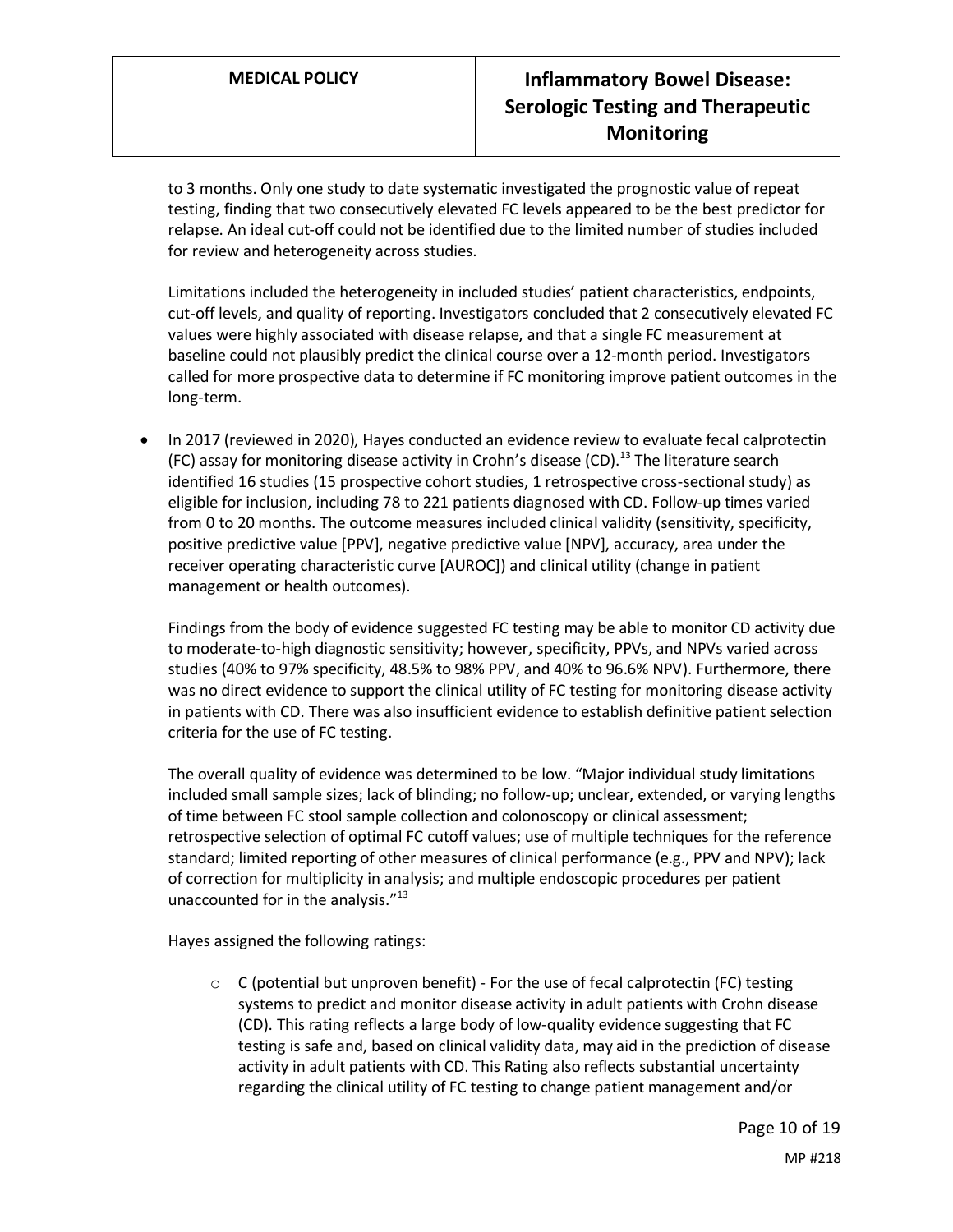to 3 months. Only one study to date systematic investigated the prognostic value of repeat testing, finding that two consecutively elevated FC levels appeared to be the best predictor for relapse. An ideal cut-off could not be identified due to the limited number of studies included for review and heterogeneity across studies.

Limitations included the heterogeneity in included studies' patient characteristics, endpoints, cut-off levels, and quality of reporting. Investigators concluded that 2 consecutively elevated FC values were highly associated with disease relapse, and that a single FC measurement at baseline could not plausibly predict the clinical course over a 12-month period. Investigators called for more prospective data to determine if FC monitoring improve patient outcomes in the long-term.

- In 2017 (reviewed in 2020), Hayes conducted an evidence review to evaluate fecal calprotectin (FC) assay for monitoring disease activity in Crohn's disease (CD).[13] The literature search identified 16 studies (15 prospective cohort studies, 1 retrospective cross-sectional study) as eligible for inclusion, including 78 to 221 patients diagnosed with CD. Follow-up times varied from 0 to 20 months. The outcome measures included clinical validity (sensitivity, specificity, positive predictive value [PPV], negative predictive value [NPV], accuracy, area under the receiver operating characteristic curve [AUROC]) and clinical utility (change in patient management or health outcomes).

  Findings from the body of evidence suggested FC testing may be able to monitor CD activity due to moderate-to-high diagnostic sensitivity; however, specificity, PPVs, and NPVs varied across studies (40% to 97% specificity, 48.5% to 98% PPV, and 40% to 96.6% NPV). Furthermore, there was no direct evidence to support the clinical utility of FC testing for monitoring disease activity in patients with CD. There was also insufficient evidence to establish definitive patient selection criteria for the use of FC testing.

  The overall quality of evidence was determined to be low. "Major individual study limitations included small sample sizes; lack of blinding; no follow-up; unclear, extended, or varying lengths of time between FC stool sample collection and colonoscopy or clinical assessment; retrospective selection of optimal FC cutoff values; use of multiple techniques for the reference standard; limited reporting of other measures of clinical performance (e.g., PPV and NPV); lack of correction for multiplicity in analysis; and multiple endoscopic procedures per patient unaccounted for in the analysis."[13]

  Hayes assigned the following ratings:

  - C (potential but unproven benefit) - For the use of fecal calprotectin (FC) testing systems to predict and monitor disease activity in adult patients with Crohn disease (CD). This rating reflects a large body of low-quality evidence suggesting that FC testing is safe and, based on clinical validity data, may aid in the prediction of disease activity in adult patients with CD. This Rating also reflects substantial uncertainty regarding the clinical utility of FC testing to change patient management and/or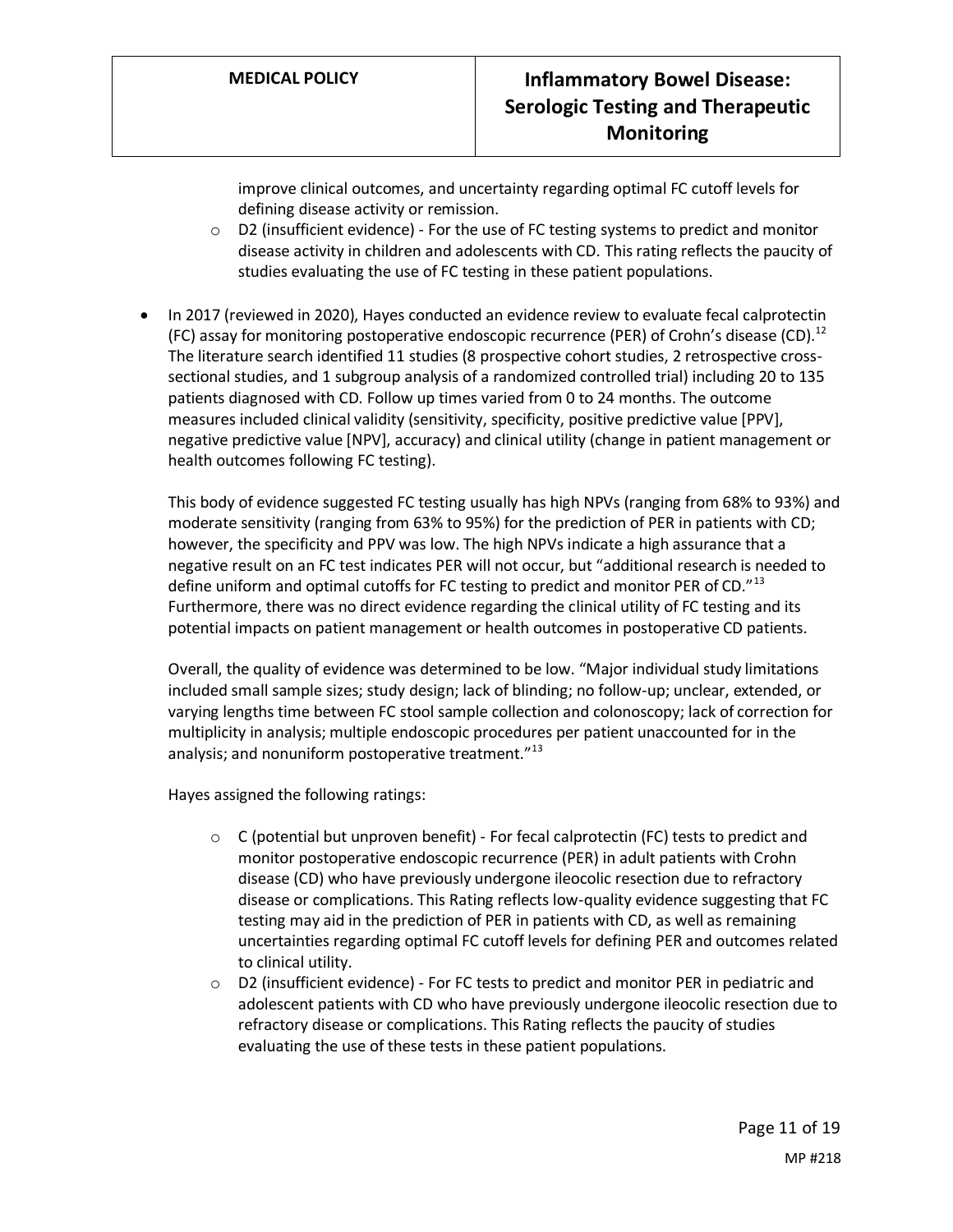improve clinical outcomes, and uncertainty regarding optimal FC cutoff levels for defining disease activity or remission.

- D2 (insufficient evidence) - For the use of FC testing systems to predict and monitor disease activity in children and adolescents with CD. This rating reflects the paucity of studies evaluating the use of FC testing in these patient populations.

- In 2017 (reviewed in 2020), Hayes conducted an evidence review to evaluate fecal calprotectin (FC) assay for monitoring postoperative endoscopic recurrence (PER) of Crohn's disease (CD).[12] The literature search identified 11 studies (8 prospective cohort studies, 2 retrospective cross-sectional studies, and 1 subgroup analysis of a randomized controlled trial) including 20 to 135 patients diagnosed with CD. Follow up times varied from 0 to 24 months. The outcome measures included clinical validity (sensitivity, specificity, positive predictive value [PPV], negative predictive value [NPV], accuracy) and clinical utility (change in patient management or health outcomes following FC testing).

  This body of evidence suggested FC testing usually has high NPVs (ranging from 68% to 93%) and moderate sensitivity (ranging from 63% to 95%) for the prediction of PER in patients with CD; however, the specificity and PPV was low. The high NPVs indicate a high assurance that a negative result on an FC test indicates PER will not occur, but "additional research is needed to define uniform and optimal cutoffs for FC testing to predict and monitor PER of CD."[13] Furthermore, there was no direct evidence regarding the clinical utility of FC testing and its potential impacts on patient management or health outcomes in postoperative CD patients.

  Overall, the quality of evidence was determined to be low. "Major individual study limitations included small sample sizes; study design; lack of blinding; no follow-up; unclear, extended, or varying lengths time between FC stool sample collection and colonoscopy; lack of correction for multiplicity in analysis; multiple endoscopic procedures per patient unaccounted for in the analysis; and nonuniform postoperative treatment."[13]

  Hayes assigned the following ratings:

  - C (potential but unproven benefit) - For fecal calprotectin (FC) tests to predict and monitor postoperative endoscopic recurrence (PER) in adult patients with Crohn disease (CD) who have previously undergone ileocolic resection due to refractory disease or complications. This Rating reflects low-quality evidence suggesting that FC testing may aid in the prediction of PER in patients with CD, as well as remaining uncertainties regarding optimal FC cutoff levels for defining PER and outcomes related to clinical utility.
  - D2 (insufficient evidence) - For FC tests to predict and monitor PER in pediatric and adolescent patients with CD who have previously undergone ileocolic resection due to refractory disease or complications. This Rating reflects the paucity of studies evaluating the use of these tests in these patient populations.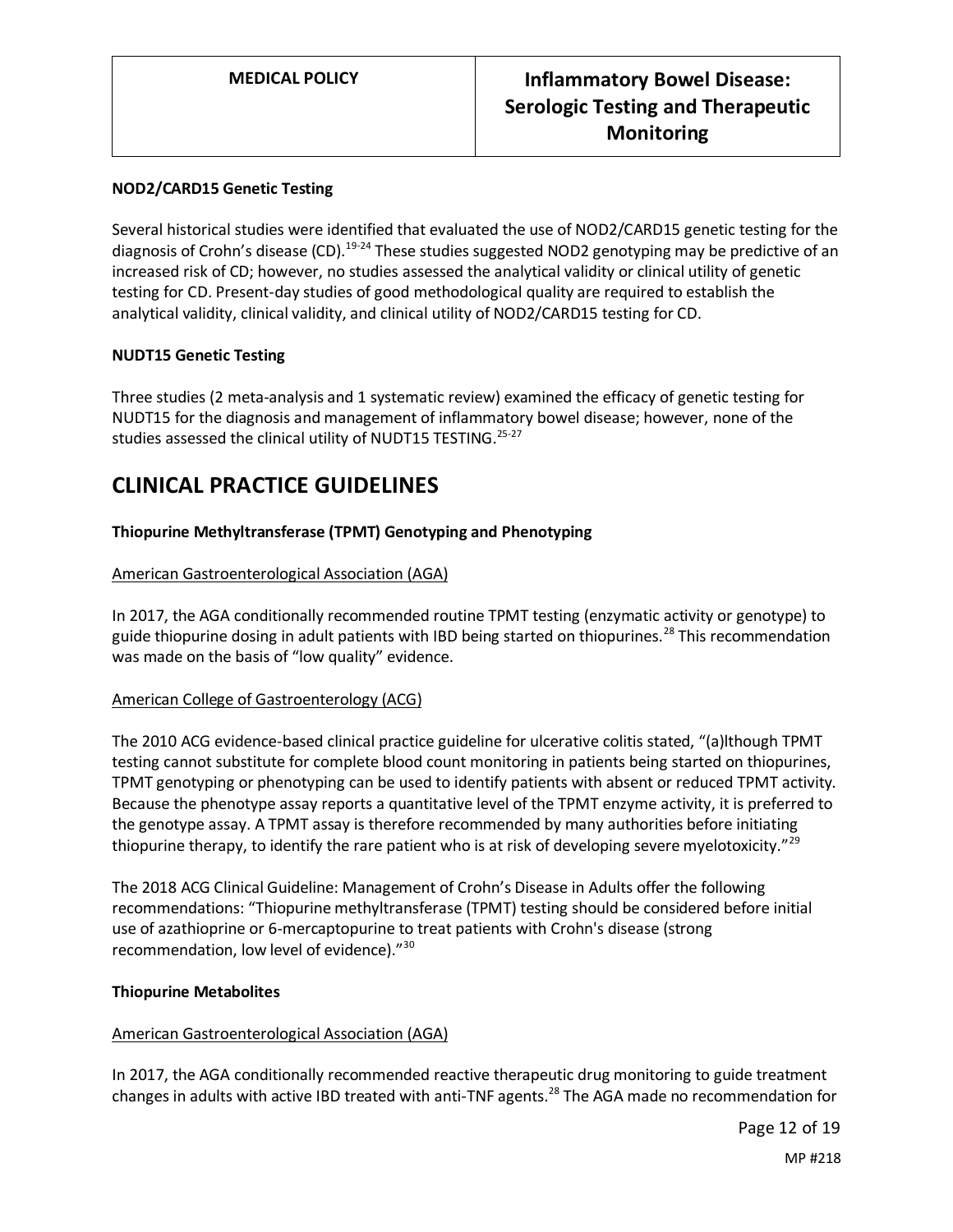**NOD2/CARD15 Genetic Testing**

Several historical studies were identified that evaluated the use of NOD2/CARD15 genetic testing for the diagnosis of Crohn's disease (CD).[19-24] These studies suggested NOD2 genotyping may be predictive of an increased risk of CD; however, no studies assessed the analytical validity or clinical utility of genetic testing for CD. Present-day studies of good methodological quality are required to establish the analytical validity, clinical validity, and clinical utility of NOD2/CARD15 testing for CD.

**NUDT15 Genetic Testing**

Three studies (2 meta-analysis and 1 systematic review) examined the efficacy of genetic testing for NUDT15 for the diagnosis and management of inflammatory bowel disease; however, none of the studies assessed the clinical utility of NUDT15 TESTING.[25-27]

# CLINICAL PRACTICE GUIDELINES

**Thiopurine Methyltransferase (TPMT) Genotyping and Phenotyping**

American Gastroenterological Association (AGA)

In 2017, the AGA conditionally recommended routine TPMT testing (enzymatic activity or genotype) to guide thiopurine dosing in adult patients with IBD being started on thiopurines.[28] This recommendation was made on the basis of "low quality" evidence.

American College of Gastroenterology (ACG)

The 2010 ACG evidence-based clinical practice guideline for ulcerative colitis stated, "(a)lthough TPMT testing cannot substitute for complete blood count monitoring in patients being started on thiopurines, TPMT genotyping or phenotyping can be used to identify patients with absent or reduced TPMT activity. Because the phenotype assay reports a quantitative level of the TPMT enzyme activity, it is preferred to the genotype assay. A TPMT assay is therefore recommended by many authorities before initiating thiopurine therapy, to identify the rare patient who is at risk of developing severe myelotoxicity."[29]

The 2018 ACG Clinical Guideline: Management of Crohn's Disease in Adults offer the following recommendations: "Thiopurine methyltransferase (TPMT) testing should be considered before initial use of azathioprine or 6-mercaptopurine to treat patients with Crohn's disease (strong recommendation, low level of evidence)."[30]

**Thiopurine Metabolites**

American Gastroenterological Association (AGA)

In 2017, the AGA conditionally recommended reactive therapeutic drug monitoring to guide treatment changes in adults with active IBD treated with anti-TNF agents.[28] The AGA made no recommendation for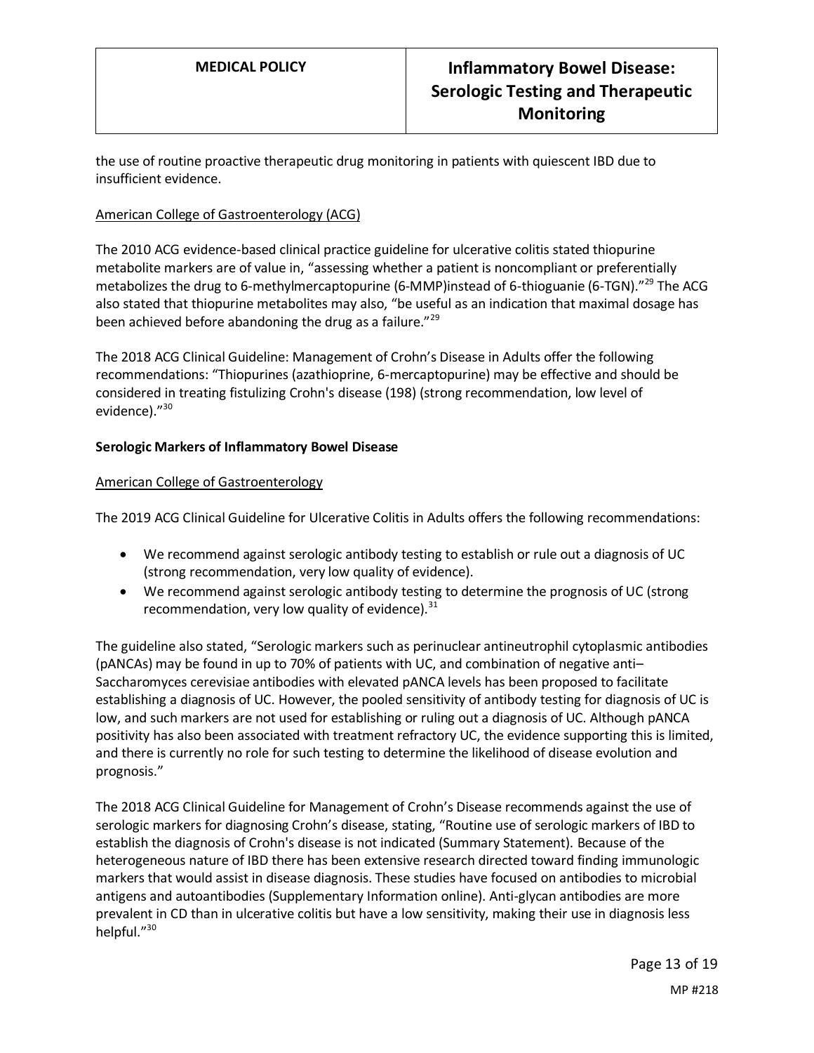the use of routine proactive therapeutic drug monitoring in patients with quiescent IBD due to insufficient evidence.

American College of Gastroenterology (ACG)

The 2010 ACG evidence-based clinical practice guideline for ulcerative colitis stated thiopurine metabolite markers are of value in, "assessing whether a patient is noncompliant or preferentially metabolizes the drug to 6-methylmercaptopurine (6-MMP)instead of 6-thioguanie (6-TGN)."[29] The ACG also stated that thiopurine metabolites may also, "be useful as an indication that maximal dosage has been achieved before abandoning the drug as a failure."[29]

The 2018 ACG Clinical Guideline: Management of Crohn's Disease in Adults offer the following recommendations: "Thiopurines (azathioprine, 6-mercaptopurine) may be effective and should be considered in treating fistulizing Crohn's disease (198) (strong recommendation, low level of evidence)."[30]

**Serologic Markers of Inflammatory Bowel Disease**

American College of Gastroenterology

The 2019 ACG Clinical Guideline for Ulcerative Colitis in Adults offers the following recommendations:

- We recommend against serologic antibody testing to establish or rule out a diagnosis of UC (strong recommendation, very low quality of evidence).
- We recommend against serologic antibody testing to determine the prognosis of UC (strong recommendation, very low quality of evidence).[31]

The guideline also stated, "Serologic markers such as perinuclear antineutrophil cytoplasmic antibodies (pANCAs) may be found in up to 70% of patients with UC, and combination of negative anti–Saccharomyces cerevisiae antibodies with elevated pANCA levels has been proposed to facilitate establishing a diagnosis of UC. However, the pooled sensitivity of antibody testing for diagnosis of UC is low, and such markers are not used for establishing or ruling out a diagnosis of UC. Although pANCA positivity has also been associated with treatment refractory UC, the evidence supporting this is limited, and there is currently no role for such testing to determine the likelihood of disease evolution and prognosis."

The 2018 ACG Clinical Guideline for Management of Crohn's Disease recommends against the use of serologic markers for diagnosing Crohn's disease, stating, "Routine use of serologic markers of IBD to establish the diagnosis of Crohn's disease is not indicated (Summary Statement). Because of the heterogeneous nature of IBD there has been extensive research directed toward finding immunologic markers that would assist in disease diagnosis. These studies have focused on antibodies to microbial antigens and autoantibodies (Supplementary Information online). Anti-glycan antibodies are more prevalent in CD than in ulcerative colitis but have a low sensitivity, making their use in diagnosis less helpful."[30]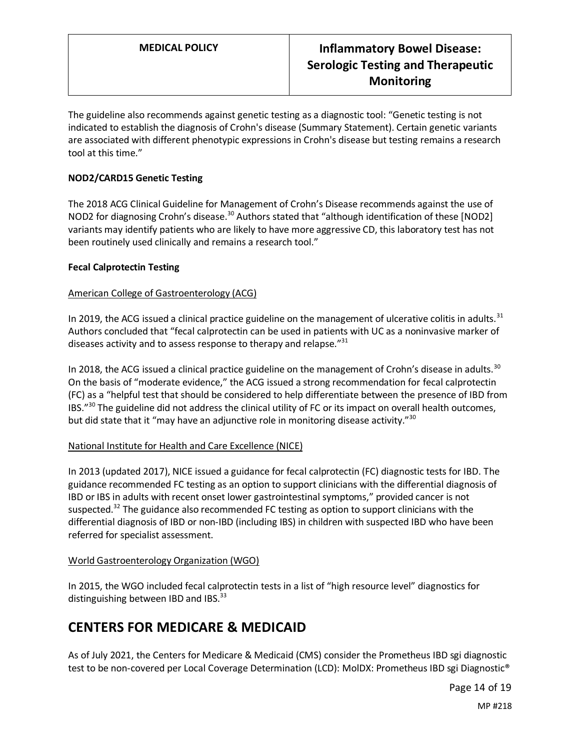The guideline also recommends against genetic testing as a diagnostic tool: "Genetic testing is not indicated to establish the diagnosis of Crohn's disease (Summary Statement). Certain genetic variants are associated with different phenotypic expressions in Crohn's disease but testing remains a research tool at this time."

**NOD2/CARD15 Genetic Testing**

The 2018 ACG Clinical Guideline for Management of Crohn's Disease recommends against the use of NOD2 for diagnosing Crohn's disease.[30] Authors stated that "although identification of these [NOD2] variants may identify patients who are likely to have more aggressive CD, this laboratory test has not been routinely used clinically and remains a research tool."

**Fecal Calprotectin Testing**

American College of Gastroenterology (ACG)

In 2019, the ACG issued a clinical practice guideline on the management of ulcerative colitis in adults.[31] Authors concluded that "fecal calprotectin can be used in patients with UC as a noninvasive marker of diseases activity and to assess response to therapy and relapse."[31]

In 2018, the ACG issued a clinical practice guideline on the management of Crohn's disease in adults.[30] On the basis of "moderate evidence," the ACG issued a strong recommendation for fecal calprotectin (FC) as a "helpful test that should be considered to help differentiate between the presence of IBD from IBS."[30] The guideline did not address the clinical utility of FC or its impact on overall health outcomes, but did state that it "may have an adjunctive role in monitoring disease activity."[30]

National Institute for Health and Care Excellence (NICE)

In 2013 (updated 2017), NICE issued a guidance for fecal calprotectin (FC) diagnostic tests for IBD. The guidance recommended FC testing as an option to support clinicians with the differential diagnosis of IBD or IBS in adults with recent onset lower gastrointestinal symptoms," provided cancer is not suspected.[32] The guidance also recommended FC testing as option to support clinicians with the differential diagnosis of IBD or non-IBD (including IBS) in children with suspected IBD who have been referred for specialist assessment.

World Gastroenterology Organization (WGO)

In 2015, the WGO included fecal calprotectin tests in a list of "high resource level" diagnostics for distinguishing between IBD and IBS.[33]

## CENTERS FOR MEDICARE & MEDICAID

As of July 2021, the Centers for Medicare & Medicaid (CMS) consider the Prometheus IBD sgi diagnostic test to be non-covered per Local Coverage Determination (LCD): MolDX: Prometheus IBD sgi Diagnostic®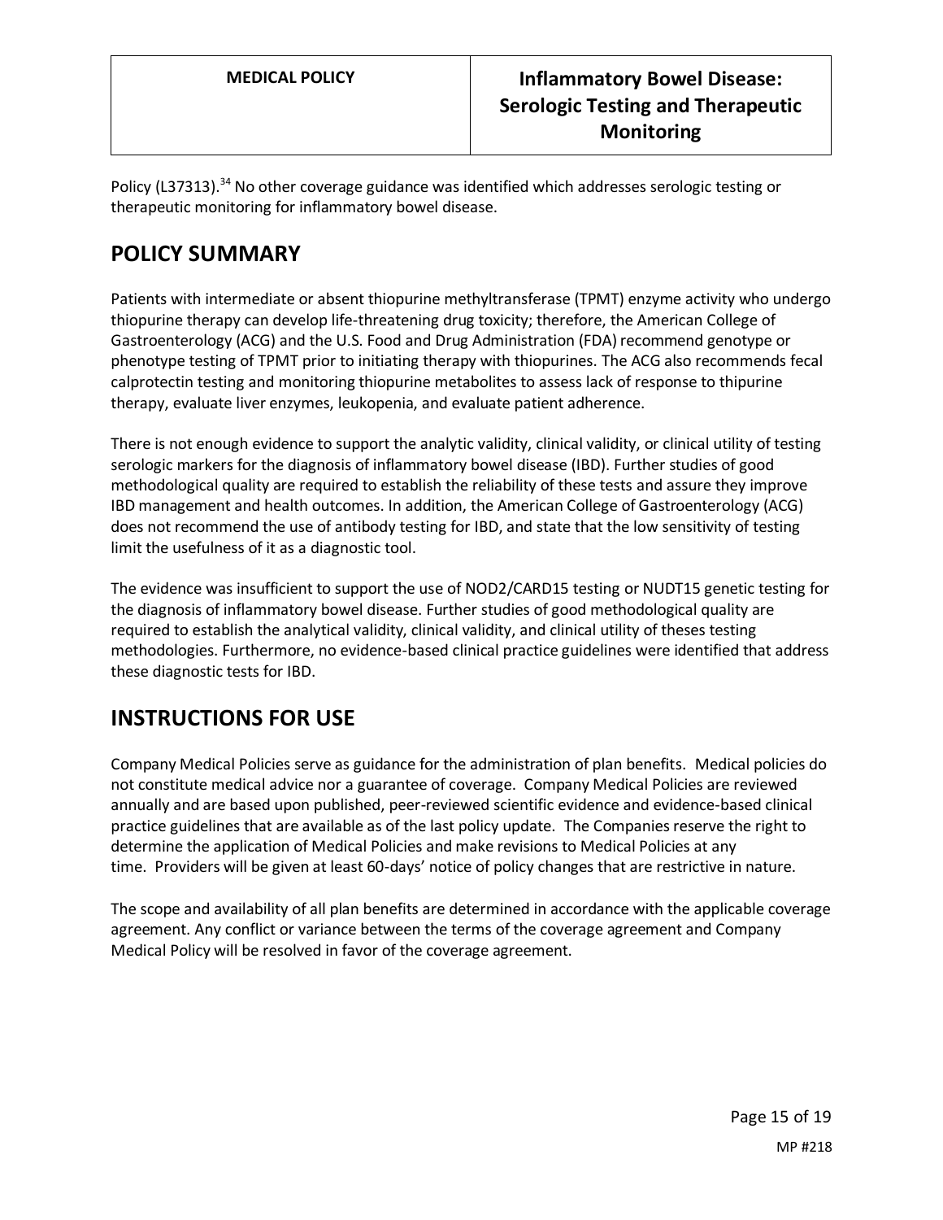Policy (L37313).[34] No other coverage guidance was identified which addresses serologic testing or therapeutic monitoring for inflammatory bowel disease.

## POLICY SUMMARY

Patients with intermediate or absent thiopurine methyltransferase (TPMT) enzyme activity who undergo thiopurine therapy can develop life-threatening drug toxicity; therefore, the American College of Gastroenterology (ACG) and the U.S. Food and Drug Administration (FDA) recommend genotype or phenotype testing of TPMT prior to initiating therapy with thiopurines. The ACG also recommends fecal calprotectin testing and monitoring thiopurine metabolites to assess lack of response to thipurine therapy, evaluate liver enzymes, leukopenia, and evaluate patient adherence.

There is not enough evidence to support the analytic validity, clinical validity, or clinical utility of testing serologic markers for the diagnosis of inflammatory bowel disease (IBD). Further studies of good methodological quality are required to establish the reliability of these tests and assure they improve IBD management and health outcomes. In addition, the American College of Gastroenterology (ACG) does not recommend the use of antibody testing for IBD, and state that the low sensitivity of testing limit the usefulness of it as a diagnostic tool.

The evidence was insufficient to support the use of NOD2/CARD15 testing or NUDT15 genetic testing for the diagnosis of inflammatory bowel disease. Further studies of good methodological quality are required to establish the analytical validity, clinical validity, and clinical utility of theses testing methodologies. Furthermore, no evidence-based clinical practice guidelines were identified that address these diagnostic tests for IBD.

## INSTRUCTIONS FOR USE

Company Medical Policies serve as guidance for the administration of plan benefits. Medical policies do not constitute medical advice nor a guarantee of coverage. Company Medical Policies are reviewed annually and are based upon published, peer-reviewed scientific evidence and evidence-based clinical practice guidelines that are available as of the last policy update. The Companies reserve the right to determine the application of Medical Policies and make revisions to Medical Policies at any time. Providers will be given at least 60-days' notice of policy changes that are restrictive in nature.

The scope and availability of all plan benefits are determined in accordance with the applicable coverage agreement. Any conflict or variance between the terms of the coverage agreement and Company Medical Policy will be resolved in favor of the coverage agreement.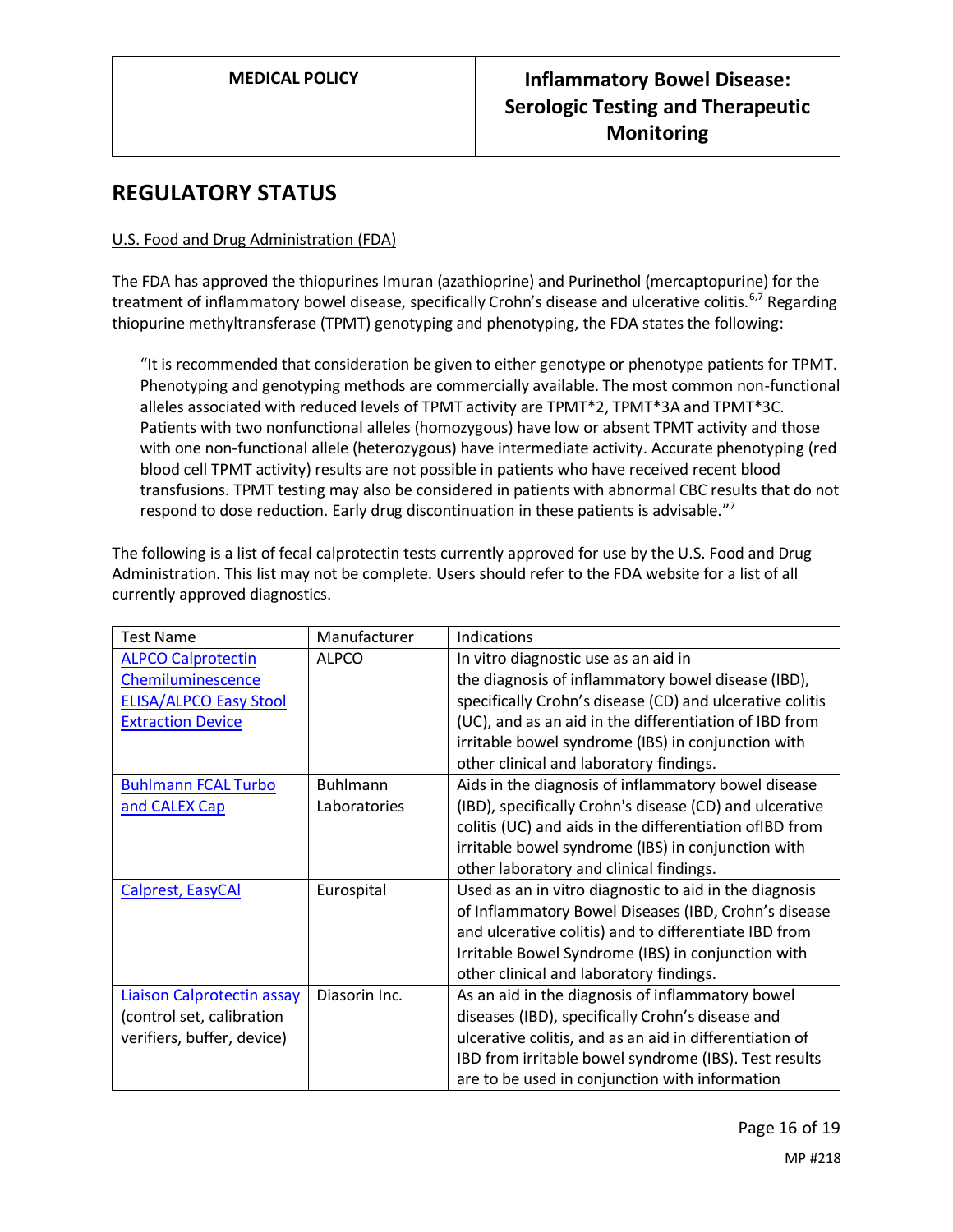## REGULATORY STATUS

U.S. Food and Drug Administration (FDA)

The FDA has approved the thiopurines Imuran (azathioprine) and Purinethol (mercaptopurine) for the treatment of inflammatory bowel disease, specifically Crohn's disease and ulcerative colitis.[6,7] Regarding thiopurine methyltransferase (TPMT) genotyping and phenotyping, the FDA states the following:

> "It is recommended that consideration be given to either genotype or phenotype patients for TPMT. Phenotyping and genotyping methods are commercially available. The most common non-functional alleles associated with reduced levels of TPMT activity are TPMT*2, TPMT*3A and TPMT*3C. Patients with two nonfunctional alleles (homozygous) have low or absent TPMT activity and those with one non-functional allele (heterozygous) have intermediate activity. Accurate phenotyping (red blood cell TPMT activity) results are not possible in patients who have received recent blood transfusions. TPMT testing may also be considered in patients with abnormal CBC results that do not respond to dose reduction. Early drug discontinuation in these patients is advisable."[7]

The following is a list of fecal calprotectin tests currently approved for use by the U.S. Food and Drug Administration. This list may not be complete. Users should refer to the FDA website for a list of all currently approved diagnostics.

| Test Name | Manufacturer | Indications |
|---|---|---|
| ALPCO Calprotectin Chemiluminescence ELISA/ALPCO Easy Stool Extraction Device | ALPCO | In vitro diagnostic use as an aid in the diagnosis of inflammatory bowel disease (IBD), specifically Crohn's disease (CD) and ulcerative colitis (UC), and as an aid in the differentiation of IBD from irritable bowel syndrome (IBS) in conjunction with other clinical and laboratory findings. |
| Buhlmann FCAL Turbo and CALEX Cap | Buhlmann Laboratories | Aids in the diagnosis of inflammatory bowel disease (IBD), specifically Crohn's disease (CD) and ulcerative colitis (UC) and aids in the differentiation ofIBD from irritable bowel syndrome (IBS) in conjunction with other laboratory and clinical findings. |
| Calprest, EasyCAl | Eurospital | Used as an in vitro diagnostic to aid in the diagnosis of Inflammatory Bowel Diseases (IBD, Crohn's disease and ulcerative colitis) and to differentiate IBD from Irritable Bowel Syndrome (IBS) in conjunction with other clinical and laboratory findings. |
| Liaison Calprotectin assay (control set, calibration verifiers, buffer, device) | Diasorin Inc. | As an aid in the diagnosis of inflammatory bowel diseases (IBD), specifically Crohn's disease and ulcerative colitis, and as an aid in differentiation of IBD from irritable bowel syndrome (IBS). Test results are to be used in conjunction with information |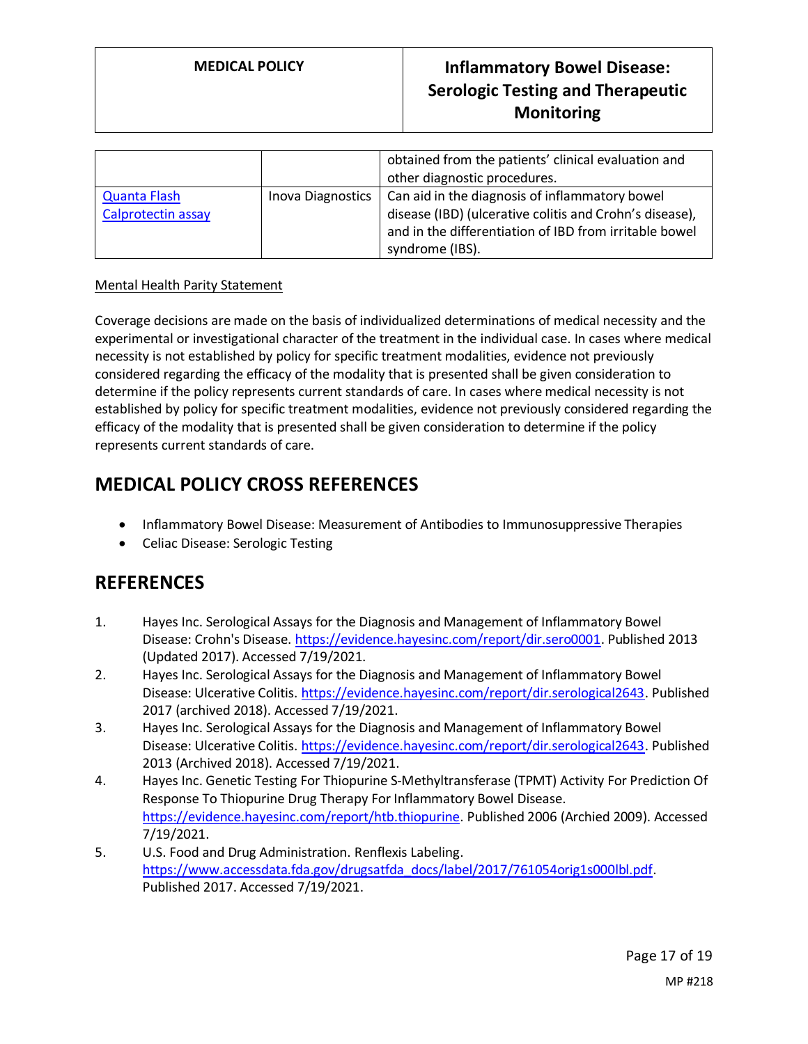| | | obtained from the patients' clinical evaluation and other diagnostic procedures. |
|---|---|---|
| Quanta Flash Calprotectin assay | Inova Diagnostics | Can aid in the diagnosis of inflammatory bowel disease (IBD) (ulcerative colitis and Crohn's disease), and in the differentiation of IBD from irritable bowel syndrome (IBS). |

Mental Health Parity Statement

Coverage decisions are made on the basis of individualized determinations of medical necessity and the experimental or investigational character of the treatment in the individual case. In cases where medical necessity is not established by policy for specific treatment modalities, evidence not previously considered regarding the efficacy of the modality that is presented shall be given consideration to determine if the policy represents current standards of care. In cases where medical necessity is not established by policy for specific treatment modalities, evidence not previously considered regarding the efficacy of the modality that is presented shall be given consideration to determine if the policy represents current standards of care.

## MEDICAL POLICY CROSS REFERENCES

- Inflammatory Bowel Disease: Measurement of Antibodies to Immunosuppressive Therapies
- Celiac Disease: Serologic Testing

## REFERENCES

1. Hayes Inc. Serological Assays for the Diagnosis and Management of Inflammatory Bowel Disease: Crohn's Disease. https://evidence.hayesinc.com/report/dir.sero0001. Published 2013 (Updated 2017). Accessed 7/19/2021.
2. Hayes Inc. Serological Assays for the Diagnosis and Management of Inflammatory Bowel Disease: Ulcerative Colitis. https://evidence.hayesinc.com/report/dir.serological2643. Published 2017 (archived 2018). Accessed 7/19/2021.
3. Hayes Inc. Serological Assays for the Diagnosis and Management of Inflammatory Bowel Disease: Ulcerative Colitis. https://evidence.hayesinc.com/report/dir.serological2643. Published 2013 (Archived 2018). Accessed 7/19/2021.
4. Hayes Inc. Genetic Testing For Thiopurine S-Methyltransferase (TPMT) Activity For Prediction Of Response To Thiopurine Drug Therapy For Inflammatory Bowel Disease. https://evidence.hayesinc.com/report/htb.thiopurine. Published 2006 (Archied 2009). Accessed 7/19/2021.
5. U.S. Food and Drug Administration. Renflexis Labeling. https://www.accessdata.fda.gov/drugsatfda_docs/label/2017/761054orig1s000lbl.pdf. Published 2017. Accessed 7/19/2021.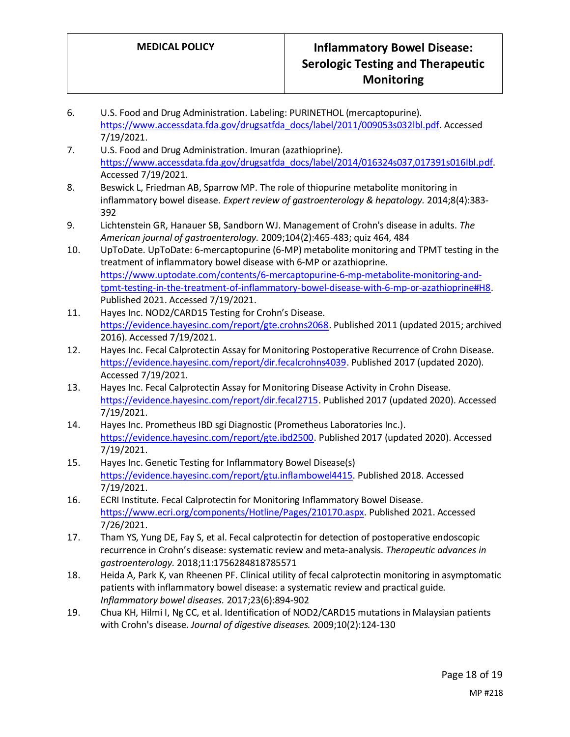6. U.S. Food and Drug Administration. Labeling: PURINETHOL (mercaptopurine). https://www.accessdata.fda.gov/drugsatfda_docs/label/2011/009053s032lbl.pdf. Accessed 7/19/2021.
7. U.S. Food and Drug Administration. Imuran (azathioprine). https://www.accessdata.fda.gov/drugsatfda_docs/label/2014/016324s037,017391s016lbl.pdf. Accessed 7/19/2021.
8. Beswick L, Friedman AB, Sparrow MP. The role of thiopurine metabolite monitoring in inflammatory bowel disease. *Expert review of gastroenterology & hepatology.* 2014;8(4):383-392
9. Lichtenstein GR, Hanauer SB, Sandborn WJ. Management of Crohn's disease in adults. *The American journal of gastroenterology.* 2009;104(2):465-483; quiz 464, 484
10. UpToDate. UpToDate: 6-mercaptopurine (6-MP) metabolite monitoring and TPMT testing in the treatment of inflammatory bowel disease with 6-MP or azathioprine. https://www.uptodate.com/contents/6-mercaptopurine-6-mp-metabolite-monitoring-and-tpmt-testing-in-the-treatment-of-inflammatory-bowel-disease-with-6-mp-or-azathioprine#H8. Published 2021. Accessed 7/19/2021.
11. Hayes Inc. NOD2/CARD15 Testing for Crohn's Disease. https://evidence.hayesinc.com/report/gte.crohns2068. Published 2011 (updated 2015; archived 2016). Accessed 7/19/2021.
12. Hayes Inc. Fecal Calprotectin Assay for Monitoring Postoperative Recurrence of Crohn Disease. https://evidence.hayesinc.com/report/dir.fecalcrohns4039. Published 2017 (updated 2020). Accessed 7/19/2021.
13. Hayes Inc. Fecal Calprotectin Assay for Monitoring Disease Activity in Crohn Disease. https://evidence.hayesinc.com/report/dir.fecal2715. Published 2017 (updated 2020). Accessed 7/19/2021.
14. Hayes Inc. Prometheus IBD sgi Diagnostic (Prometheus Laboratories Inc.). https://evidence.hayesinc.com/report/gte.ibd2500. Published 2017 (updated 2020). Accessed 7/19/2021.
15. Hayes Inc. Genetic Testing for Inflammatory Bowel Disease(s) https://evidence.hayesinc.com/report/gtu.inflambowel4415. Published 2018. Accessed 7/19/2021.
16. ECRI Institute. Fecal Calprotectin for Monitoring Inflammatory Bowel Disease. https://www.ecri.org/components/Hotline/Pages/210170.aspx. Published 2021. Accessed 7/26/2021.
17. Tham YS, Yung DE, Fay S, et al. Fecal calprotectin for detection of postoperative endoscopic recurrence in Crohn's disease: systematic review and meta-analysis. *Therapeutic advances in gastroenterology.* 2018;11:1756284818785571
18. Heida A, Park K, van Rheenen PF. Clinical utility of fecal calprotectin monitoring in asymptomatic patients with inflammatory bowel disease: a systematic review and practical guide. *Inflammatory bowel diseases.* 2017;23(6):894-902
19. Chua KH, Hilmi I, Ng CC, et al. Identification of NOD2/CARD15 mutations in Malaysian patients with Crohn's disease. *Journal of digestive diseases.* 2009;10(2):124-130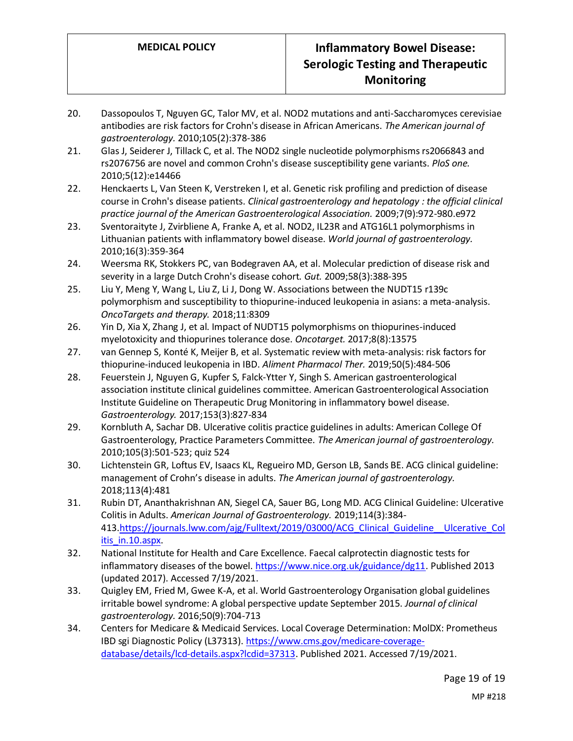20. Dassopoulos T, Nguyen GC, Talor MV, et al. NOD2 mutations and anti-Saccharomyces cerevisiae antibodies are risk factors for Crohn's disease in African Americans. *The American journal of gastroenterology.* 2010;105(2):378-386
21. Glas J, Seiderer J, Tillack C, et al. The NOD2 single nucleotide polymorphisms rs2066843 and rs2076756 are novel and common Crohn's disease susceptibility gene variants. *PloS one.* 2010;5(12):e14466
22. Henckaerts L, Van Steen K, Verstreken I, et al. Genetic risk profiling and prediction of disease course in Crohn's disease patients. *Clinical gastroenterology and hepatology : the official clinical practice journal of the American Gastroenterological Association.* 2009;7(9):972-980.e972
23. Sventoraityte J, Zvirbliene A, Franke A, et al. NOD2, IL23R and ATG16L1 polymorphisms in Lithuanian patients with inflammatory bowel disease. *World journal of gastroenterology.* 2010;16(3):359-364
24. Weersma RK, Stokkers PC, van Bodegraven AA, et al. Molecular prediction of disease risk and severity in a large Dutch Crohn's disease cohort. *Gut.* 2009;58(3):388-395
25. Liu Y, Meng Y, Wang L, Liu Z, Li J, Dong W. Associations between the NUDT15 r139c polymorphism and susceptibility to thiopurine-induced leukopenia in asians: a meta-analysis. *OncoTargets and therapy.* 2018;11:8309
26. Yin D, Xia X, Zhang J, et al. Impact of NUDT15 polymorphisms on thiopurines-induced myelotoxicity and thiopurines tolerance dose. *Oncotarget.* 2017;8(8):13575
27. van Gennep S, Konté K, Meijer B, et al. Systematic review with meta-analysis: risk factors for thiopurine-induced leukopenia in IBD. *Aliment Pharmacol Ther.* 2019;50(5):484-506
28. Feuerstein J, Nguyen G, Kupfer S, Falck-Ytter Y, Singh S. American gastroenterological association institute clinical guidelines committee. American Gastroenterological Association Institute Guideline on Therapeutic Drug Monitoring in inflammatory bowel disease. *Gastroenterology.* 2017;153(3):827-834
29. Kornbluth A, Sachar DB. Ulcerative colitis practice guidelines in adults: American College Of Gastroenterology, Practice Parameters Committee. *The American journal of gastroenterology.* 2010;105(3):501-523; quiz 524
30. Lichtenstein GR, Loftus EV, Isaacs KL, Regueiro MD, Gerson LB, Sands BE. ACG clinical guideline: management of Crohn's disease in adults. *The American journal of gastroenterology.* 2018;113(4):481
31. Rubin DT, Ananthakrishnan AN, Siegel CA, Sauer BG, Long MD. ACG Clinical Guideline: Ulcerative Colitis in Adults. *American Journal of Gastroenterology.* 2019;114(3):384-413.https://journals.lww.com/ajg/Fulltext/2019/03000/ACG_Clinical_Guideline__Ulcerative_Colitis_in.10.aspx.
32. National Institute for Health and Care Excellence. Faecal calprotectin diagnostic tests for inflammatory diseases of the bowel. https://www.nice.org.uk/guidance/dg11. Published 2013 (updated 2017). Accessed 7/19/2021.
33. Quigley EM, Fried M, Gwee K-A, et al. World Gastroenterology Organisation global guidelines irritable bowel syndrome: A global perspective update September 2015. *Journal of clinical gastroenterology.* 2016;50(9):704-713
34. Centers for Medicare & Medicaid Services. Local Coverage Determination: MolDX: Prometheus IBD sgi Diagnostic Policy (L37313). https://www.cms.gov/medicare-coverage-database/details/lcd-details.aspx?lcdid=37313. Published 2021. Accessed 7/19/2021.